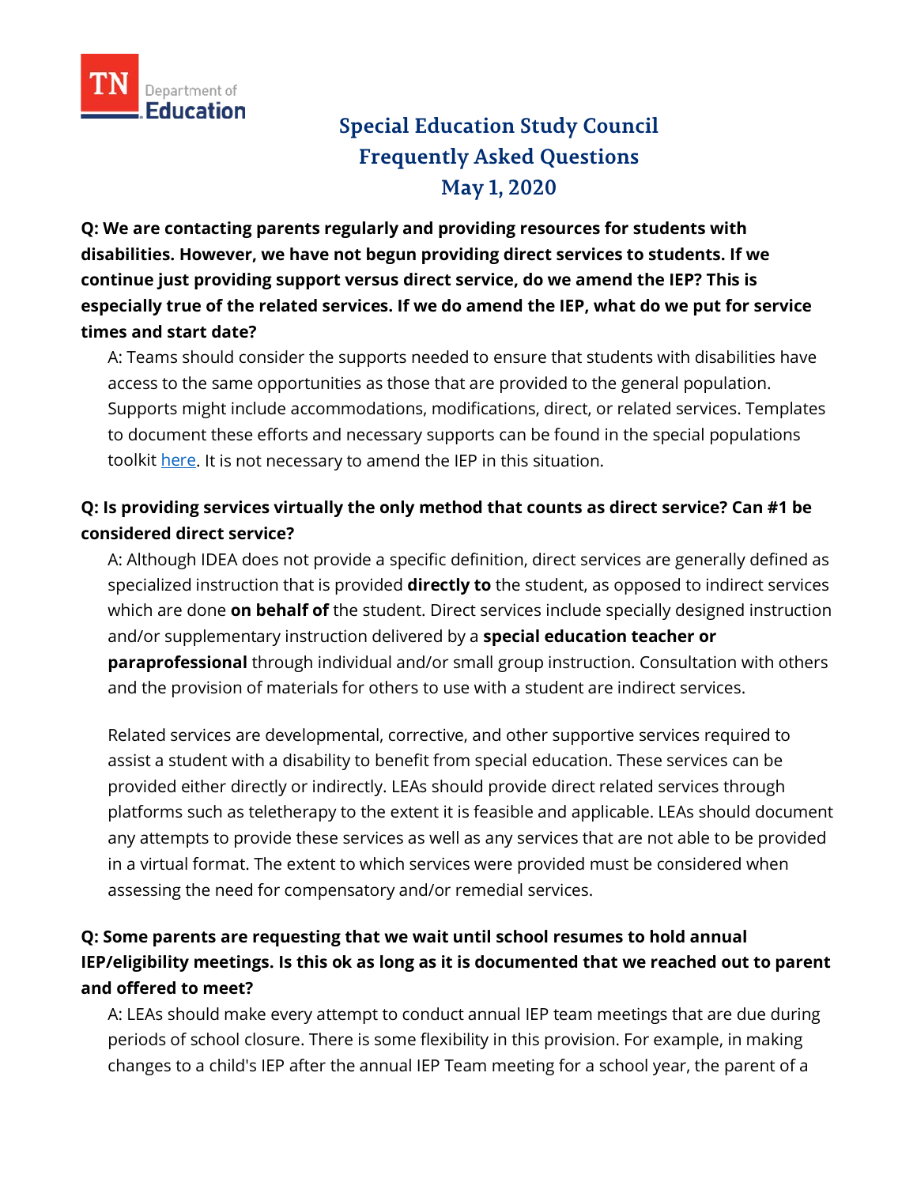# Special Education Study Council Frequently Asked Questions May 1, 2020

**Q: We are contacting parents regularly and providing resources for students with disabilities. However, we have not begun providing direct services to students. If we continue just providing support versus direct service, do we amend the IEP? This is especially true of the related services. If we do amend the IEP, what do we put for service times and start date?**

A: Teams should consider the supports needed to ensure that students with disabilities have access to the same opportunities as those that are provided to the general population. Supports might include accommodations, modifications, direct, or related services. Templates to document these efforts and necessary supports can be found in the special populations toolkit here. It is not necessary to amend the IEP in this situation.

**Q: Is providing services virtually the only method that counts as direct service? Can #1 be considered direct service?**

A: Although IDEA does not provide a specific definition, direct services are generally defined as specialized instruction that is provided **directly to** the student, as opposed to indirect services which are done **on behalf of** the student. Direct services include specially designed instruction and/or supplementary instruction delivered by a **special education teacher or paraprofessional** through individual and/or small group instruction. Consultation with others and the provision of materials for others to use with a student are indirect services.

Related services are developmental, corrective, and other supportive services required to assist a student with a disability to benefit from special education. These services can be provided either directly or indirectly. LEAs should provide direct related services through platforms such as teletherapy to the extent it is feasible and applicable. LEAs should document any attempts to provide these services as well as any services that are not able to be provided in a virtual format. The extent to which services were provided must be considered when assessing the need for compensatory and/or remedial services.

**Q: Some parents are requesting that we wait until school resumes to hold annual IEP/eligibility meetings. Is this ok as long as it is documented that we reached out to parent and offered to meet?**

A: LEAs should make every attempt to conduct annual IEP team meetings that are due during periods of school closure. There is some flexibility in this provision. For example, in making changes to a child's IEP after the annual IEP Team meeting for a school year, the parent of a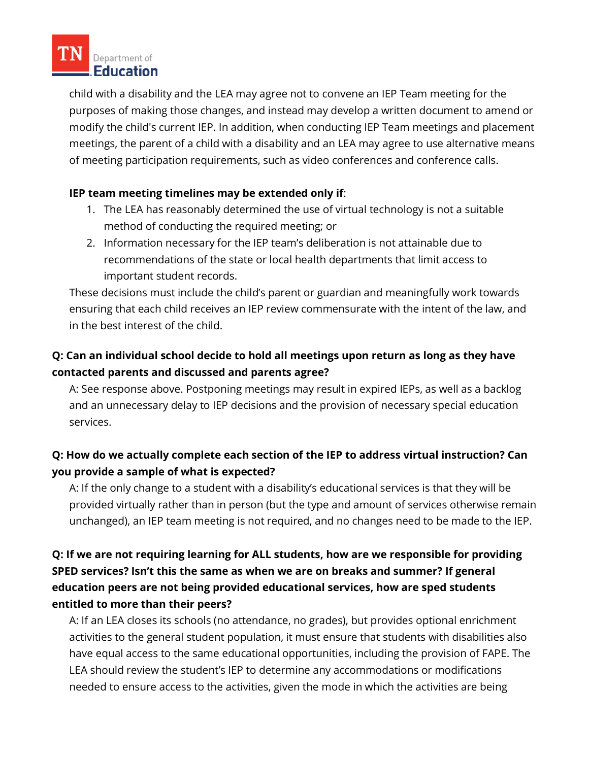child with a disability and the LEA may agree not to convene an IEP Team meeting for the purposes of making those changes, and instead may develop a written document to amend or modify the child's current IEP. In addition, when conducting IEP Team meetings and placement meetings, the parent of a child with a disability and an LEA may agree to use alternative means of meeting participation requirements, such as video conferences and conference calls.

**IEP team meeting timelines may be extended only if**:

1. The LEA has reasonably determined the use of virtual technology is not a suitable method of conducting the required meeting; or
2. Information necessary for the IEP team's deliberation is not attainable due to recommendations of the state or local health departments that limit access to important student records.

These decisions must include the child's parent or guardian and meaningfully work towards ensuring that each child receives an IEP review commensurate with the intent of the law, and in the best interest of the child.

**Q: Can an individual school decide to hold all meetings upon return as long as they have contacted parents and discussed and parents agree?**

A: See response above. Postponing meetings may result in expired IEPs, as well as a backlog and an unnecessary delay to IEP decisions and the provision of necessary special education services.

**Q: How do we actually complete each section of the IEP to address virtual instruction? Can you provide a sample of what is expected?**

A: If the only change to a student with a disability's educational services is that they will be provided virtually rather than in person (but the type and amount of services otherwise remain unchanged), an IEP team meeting is not required, and no changes need to be made to the IEP.

**Q: If we are not requiring learning for ALL students, how are we responsible for providing SPED services? Isn't this the same as when we are on breaks and summer? If general education peers are not being provided educational services, how are sped students entitled to more than their peers?**

A: If an LEA closes its schools (no attendance, no grades), but provides optional enrichment activities to the general student population, it must ensure that students with disabilities also have equal access to the same educational opportunities, including the provision of FAPE. The LEA should review the student's IEP to determine any accommodations or modifications needed to ensure access to the activities, given the mode in which the activities are being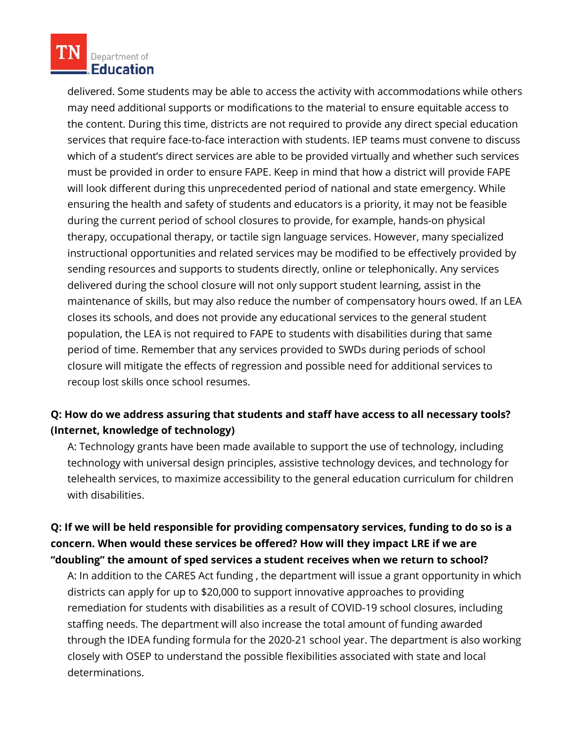delivered. Some students may be able to access the activity with accommodations while others may need additional supports or modifications to the material to ensure equitable access to the content. During this time, districts are not required to provide any direct special education services that require face-to-face interaction with students. IEP teams must convene to discuss which of a student's direct services are able to be provided virtually and whether such services must be provided in order to ensure FAPE. Keep in mind that how a district will provide FAPE will look different during this unprecedented period of national and state emergency. While ensuring the health and safety of students and educators is a priority, it may not be feasible during the current period of school closures to provide, for example, hands-on physical therapy, occupational therapy, or tactile sign language services. However, many specialized instructional opportunities and related services may be modified to be effectively provided by sending resources and supports to students directly, online or telephonically. Any services delivered during the school closure will not only support student learning, assist in the maintenance of skills, but may also reduce the number of compensatory hours owed. If an LEA closes its schools, and does not provide any educational services to the general student population, the LEA is not required to FAPE to students with disabilities during that same period of time. Remember that any services provided to SWDs during periods of school closure will mitigate the effects of regression and possible need for additional services to recoup lost skills once school resumes.

**Q: How do we address assuring that students and staff have access to all necessary tools? (Internet, knowledge of technology)**

A: Technology grants have been made available to support the use of technology, including technology with universal design principles, assistive technology devices, and technology for telehealth services, to maximize accessibility to the general education curriculum for children with disabilities.

**Q: If we will be held responsible for providing compensatory services, funding to do so is a concern. When would these services be offered? How will they impact LRE if we are "doubling" the amount of sped services a student receives when we return to school?**

A: In addition to the CARES Act funding , the department will issue a grant opportunity in which districts can apply for up to $20,000 to support innovative approaches to providing remediation for students with disabilities as a result of COVID-19 school closures, including staffing needs. The department will also increase the total amount of funding awarded through the IDEA funding formula for the 2020-21 school year. The department is also working closely with OSEP to understand the possible flexibilities associated with state and local determinations.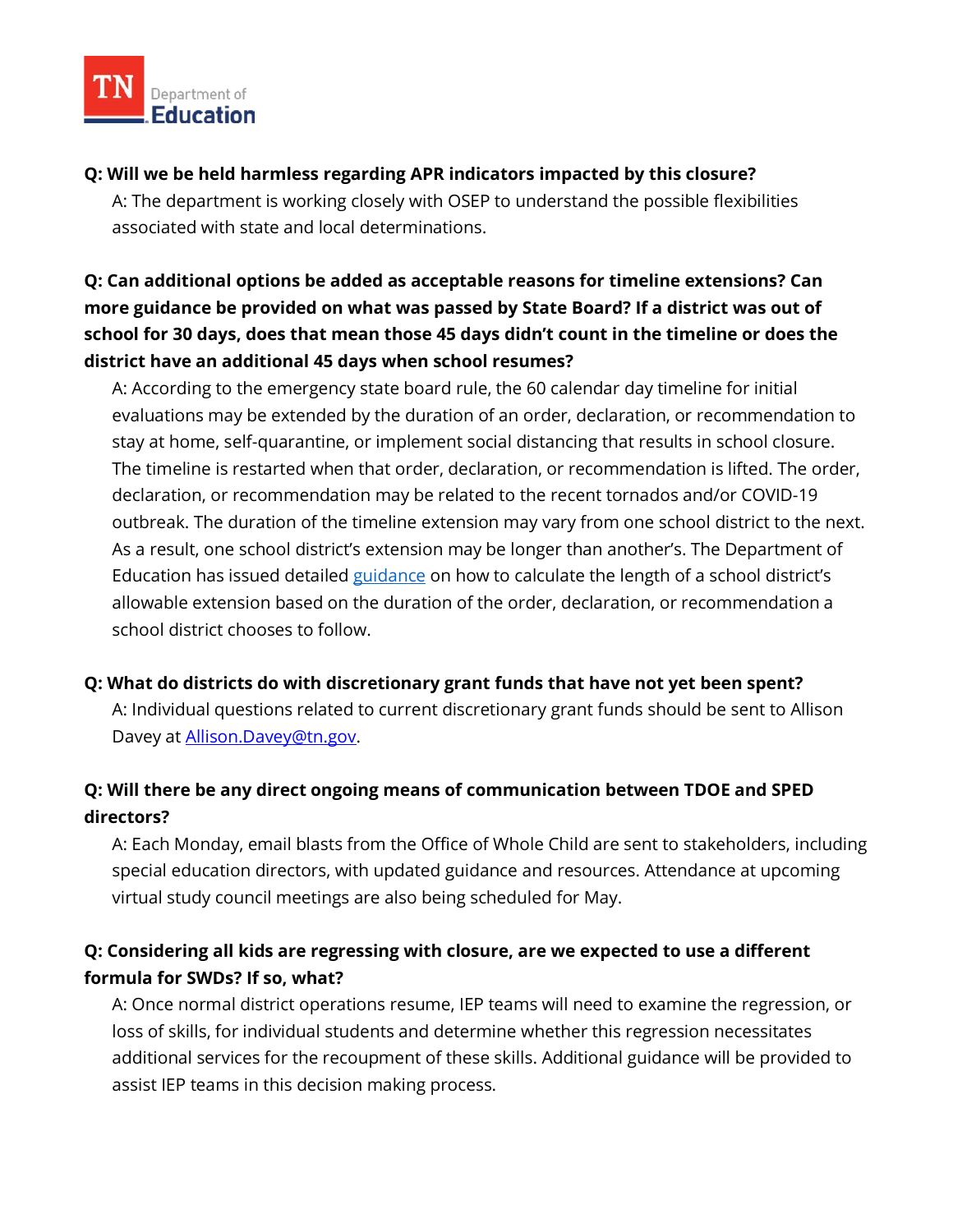**Q: Will we be held harmless regarding APR indicators impacted by this closure?**

A: The department is working closely with OSEP to understand the possible flexibilities associated with state and local determinations.

**Q: Can additional options be added as acceptable reasons for timeline extensions? Can more guidance be provided on what was passed by State Board? If a district was out of school for 30 days, does that mean those 45 days didn't count in the timeline or does the district have an additional 45 days when school resumes?**

A: According to the emergency state board rule, the 60 calendar day timeline for initial evaluations may be extended by the duration of an order, declaration, or recommendation to stay at home, self-quarantine, or implement social distancing that results in school closure. The timeline is restarted when that order, declaration, or recommendation is lifted. The order, declaration, or recommendation may be related to the recent tornados and/or COVID-19 outbreak. The duration of the timeline extension may vary from one school district to the next. As a result, one school district's extension may be longer than another's. The Department of Education has issued detailed guidance on how to calculate the length of a school district's allowable extension based on the duration of the order, declaration, or recommendation a school district chooses to follow.

**Q: What do districts do with discretionary grant funds that have not yet been spent?**

A: Individual questions related to current discretionary grant funds should be sent to Allison Davey at Allison.Davey@tn.gov.

**Q: Will there be any direct ongoing means of communication between TDOE and SPED directors?**

A: Each Monday, email blasts from the Office of Whole Child are sent to stakeholders, including special education directors, with updated guidance and resources. Attendance at upcoming virtual study council meetings are also being scheduled for May.

**Q: Considering all kids are regressing with closure, are we expected to use a different formula for SWDs? If so, what?**

A: Once normal district operations resume, IEP teams will need to examine the regression, or loss of skills, for individual students and determine whether this regression necessitates additional services for the recoupment of these skills. Additional guidance will be provided to assist IEP teams in this decision making process.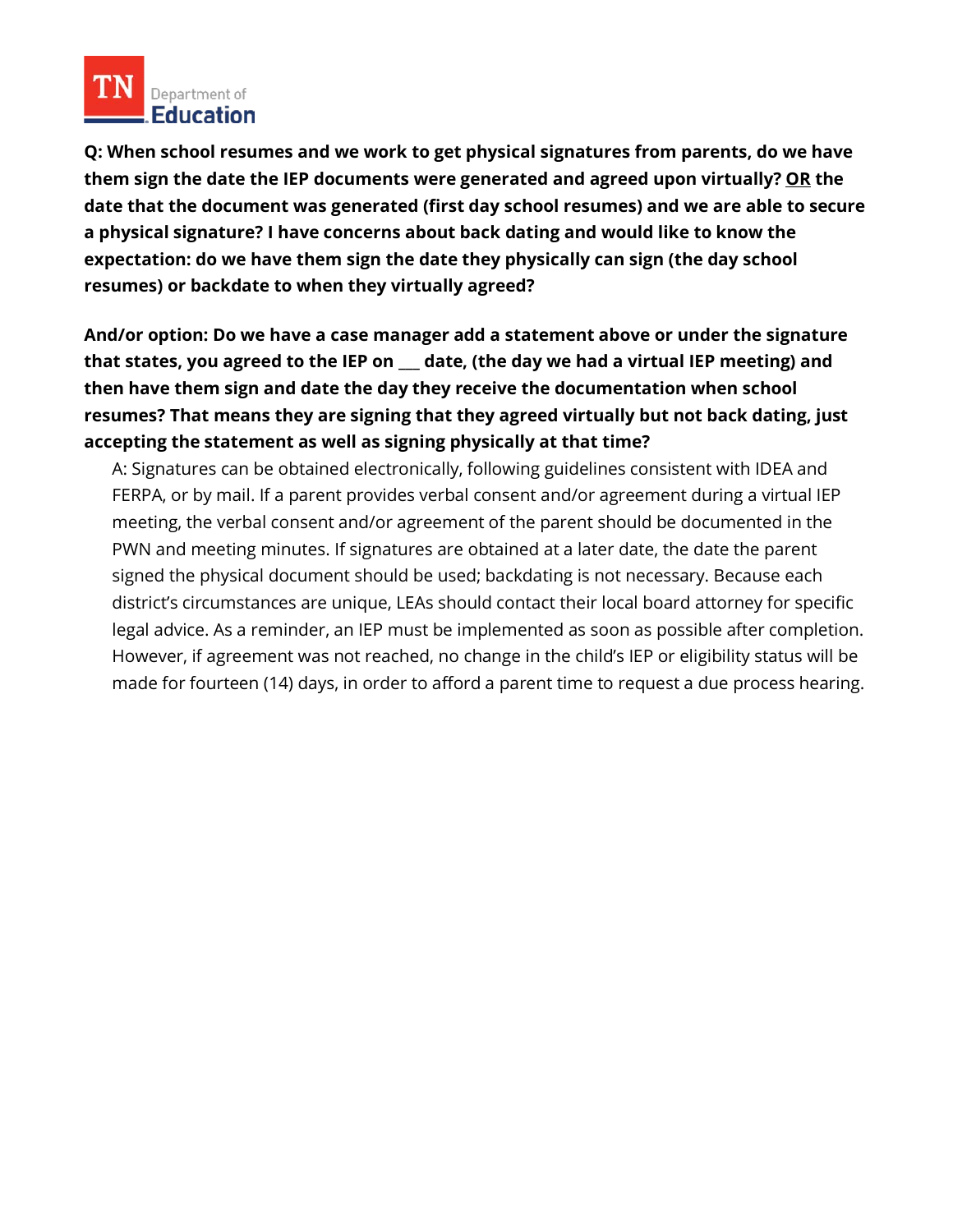**Q: When school resumes and we work to get physical signatures from parents, do we have them sign the date the IEP documents were generated and agreed upon virtually? OR the date that the document was generated (first day school resumes) and we are able to secure a physical signature? I have concerns about back dating and would like to know the expectation: do we have them sign the date they physically can sign (the day school resumes) or backdate to when they virtually agreed?**

**And/or option: Do we have a case manager add a statement above or under the signature that states, you agreed to the IEP on ___ date, (the day we had a virtual IEP meeting) and then have them sign and date the day they receive the documentation when school resumes? That means they are signing that they agreed virtually but not back dating, just accepting the statement as well as signing physically at that time?**

A: Signatures can be obtained electronically, following guidelines consistent with IDEA and FERPA, or by mail. If a parent provides verbal consent and/or agreement during a virtual IEP meeting, the verbal consent and/or agreement of the parent should be documented in the PWN and meeting minutes. If signatures are obtained at a later date, the date the parent signed the physical document should be used; backdating is not necessary. Because each district's circumstances are unique, LEAs should contact their local board attorney for specific legal advice. As a reminder, an IEP must be implemented as soon as possible after completion. However, if agreement was not reached, no change in the child's IEP or eligibility status will be made for fourteen (14) days, in order to afford a parent time to request a due process hearing.